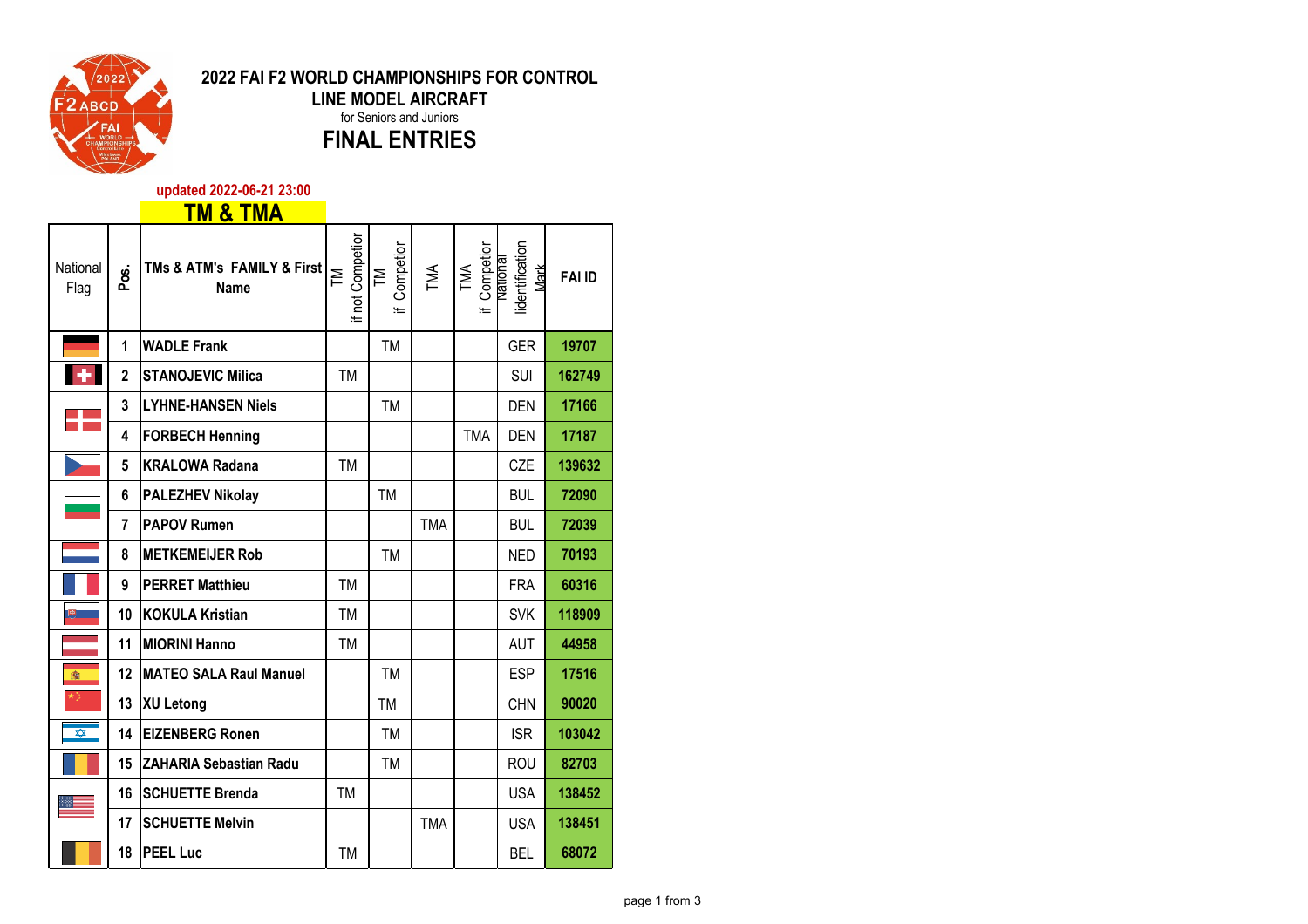# 2022 FAI F2 WORLD CHAMPIONSHIPS FOR CONTROL LINE MODEL AIRCRAFT

for Seniors and Juniors

## FINAL ENTRIES

updated 2022-06-21 23:00

### TM & TMA

| National Flag | Pos. | TMs & ATM's FAMILY & First Name | TM if not Competior | TM if Competior | TMA | TMA if Competior | National lidentification Mark | FAI ID |
|---|---|---|---|---|---|---|---|---|
| | 1 | WADLE Frank | | TM | | | GER | 19707 |
| | 2 | STANOJEVIC Milica | TM | | | | SUI | 162749 |
| | 3 | LYHNE-HANSEN Niels | | TM | | | DEN | 17166 |
| | 4 | FORBECH Henning | | | | TMA | DEN | 17187 |
| | 5 | KRALOWA Radana | TM | | | | CZE | 139632 |
| | 6 | PALEZHEV Nikolay | | TM | | | BUL | 72090 |
| | 7 | PAPOV Rumen | | | TMA | | BUL | 72039 |
| | 8 | METKEMEIJER Rob | | TM | | | NED | 70193 |
| | 9 | PERRET Matthieu | TM | | | | FRA | 60316 |
| | 10 | KOKULA Kristian | TM | | | | SVK | 118909 |
| | 11 | MIORINI Hanno | TM | | | | AUT | 44958 |
| | 12 | MATEO SALA Raul Manuel | | TM | | | ESP | 17516 |
| | 13 | XU Letong | | TM | | | CHN | 90020 |
| | 14 | EIZENBERG Ronen | | TM | | | ISR | 103042 |
| | 15 | ZAHARIA Sebastian Radu | | TM | | | ROU | 82703 |
| | 16 | SCHUETTE Brenda | TM | | | | USA | 138452 |
| | 17 | SCHUETTE Melvin | | | TMA | | USA | 138451 |
| | 18 | PEEL Luc | TM | | | | BEL | 68072 |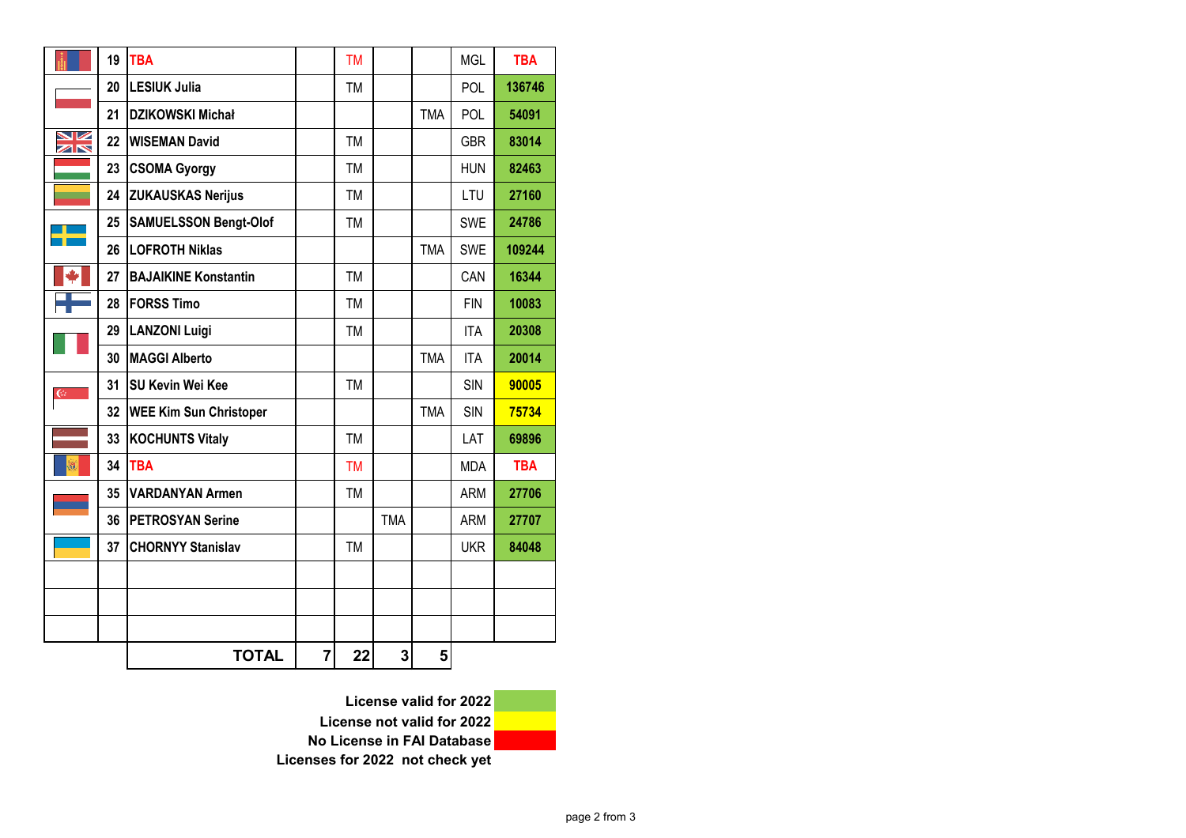| | | | | | | | | |
|---|---|---|---|---|---|---|---|---|
| | 19 | TBA | | TM | | | MGL | TBA |
| | 20 | LESIUK Julia | | TM | | | POL | 136746 |
| | 21 | DZIKOWSKI Michał | | | | TMA | POL | 54091 |
| | 22 | WISEMAN David | | TM | | | GBR | 83014 |
| | 23 | CSOMA Gyorgy | | TM | | | HUN | 82463 |
| | 24 | ZUKAUSKAS Nerijus | | TM | | | LTU | 27160 |
| | 25 | SAMUELSSON Bengt-Olof | | TM | | | SWE | 24786 |
| | 26 | LOFROTH Niklas | | | | TMA | SWE | 109244 |
| | 27 | BAJAIKINE Konstantin | | TM | | | CAN | 16344 |
| | 28 | FORSS Timo | | TM | | | FIN | 10083 |
| | 29 | LANZONI Luigi | | TM | | | ITA | 20308 |
| | 30 | MAGGI Alberto | | | | TMA | ITA | 20014 |
| | 31 | SU Kevin Wei Kee | | TM | | | SIN | 90005 |
| | 32 | WEE Kim Sun Christoper | | | | TMA | SIN | 75734 |
| | 33 | KOCHUNTS Vitaly | | TM | | | LAT | 69896 |
| | 34 | TBA | | TM | | | MDA | TBA |
| | 35 | VARDANYAN Armen | | TM | | | ARM | 27706 |
| | 36 | PETROSYAN Serine | | | TMA | | ARM | 27707 |
| | 37 | CHORNYY Stanislav | | TM | | | UKR | 84048 |
| | | | | | | | | |
| | | | | | | | | |
| | | | | | | | | |
| | | **TOTAL** | **7** | **22** | **3** | **5** | | |

**License valid for 2022**

**License not valid for 2022**

**No License in FAI Database**

**Licenses for 2022 not check yet**